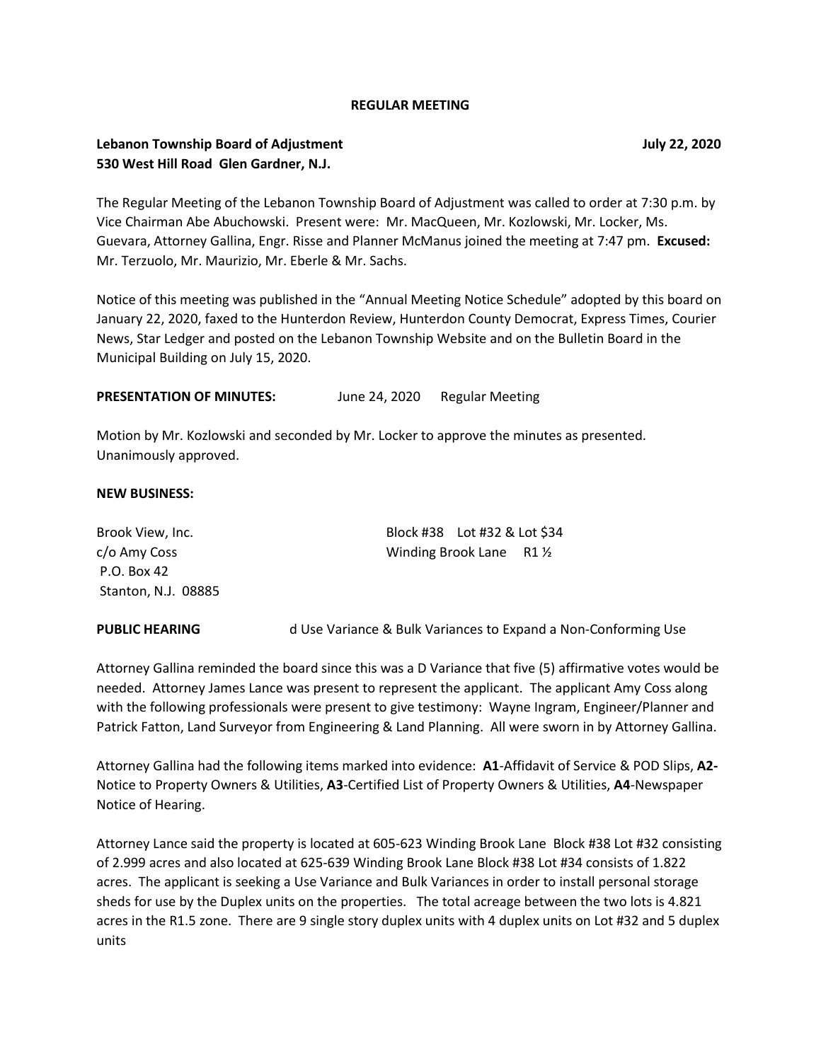**REGULAR MEETING**

**Lebanon Township Board of Adjustment** **July 22, 2020**
**530 West Hill Road Glen Gardner, N.J.**

The Regular Meeting of the Lebanon Township Board of Adjustment was called to order at 7:30 p.m. by Vice Chairman Abe Abuchowski. Present were: Mr. MacQueen, Mr. Kozlowski, Mr. Locker, Ms. Guevara, Attorney Gallina, Engr. Risse and Planner McManus joined the meeting at 7:47 pm. **Excused:** Mr. Terzuolo, Mr. Maurizio, Mr. Eberle & Mr. Sachs.

Notice of this meeting was published in the "Annual Meeting Notice Schedule" adopted by this board on January 22, 2020, faxed to the Hunterdon Review, Hunterdon County Democrat, Express Times, Courier News, Star Ledger and posted on the Lebanon Township Website and on the Bulletin Board in the Municipal Building on July 15, 2020.

**PRESENTATION OF MINUTES:** June 24, 2020 Regular Meeting

Motion by Mr. Kozlowski and seconded by Mr. Locker to approve the minutes as presented. Unanimously approved.

**NEW BUSINESS:**

Brook View, Inc. Block #38 Lot #32 & Lot $34
c/o Amy Coss Winding Brook Lane R1 ½
P.O. Box 42
Stanton, N.J. 08885

**PUBLIC HEARING** d Use Variance & Bulk Variances to Expand a Non-Conforming Use

Attorney Gallina reminded the board since this was a D Variance that five (5) affirmative votes would be needed. Attorney James Lance was present to represent the applicant. The applicant Amy Coss along with the following professionals were present to give testimony: Wayne Ingram, Engineer/Planner and Patrick Fatton, Land Surveyor from Engineering & Land Planning. All were sworn in by Attorney Gallina.

Attorney Gallina had the following items marked into evidence: **A1**-Affidavit of Service & POD Slips, **A2-** Notice to Property Owners & Utilities, **A3**-Certified List of Property Owners & Utilities, **A4**-Newspaper Notice of Hearing.

Attorney Lance said the property is located at 605-623 Winding Brook Lane Block #38 Lot #32 consisting of 2.999 acres and also located at 625-639 Winding Brook Lane Block #38 Lot #34 consists of 1.822 acres. The applicant is seeking a Use Variance and Bulk Variances in order to install personal storage sheds for use by the Duplex units on the properties. The total acreage between the two lots is 4.821 acres in the R1.5 zone. There are 9 single story duplex units with 4 duplex units on Lot #32 and 5 duplex units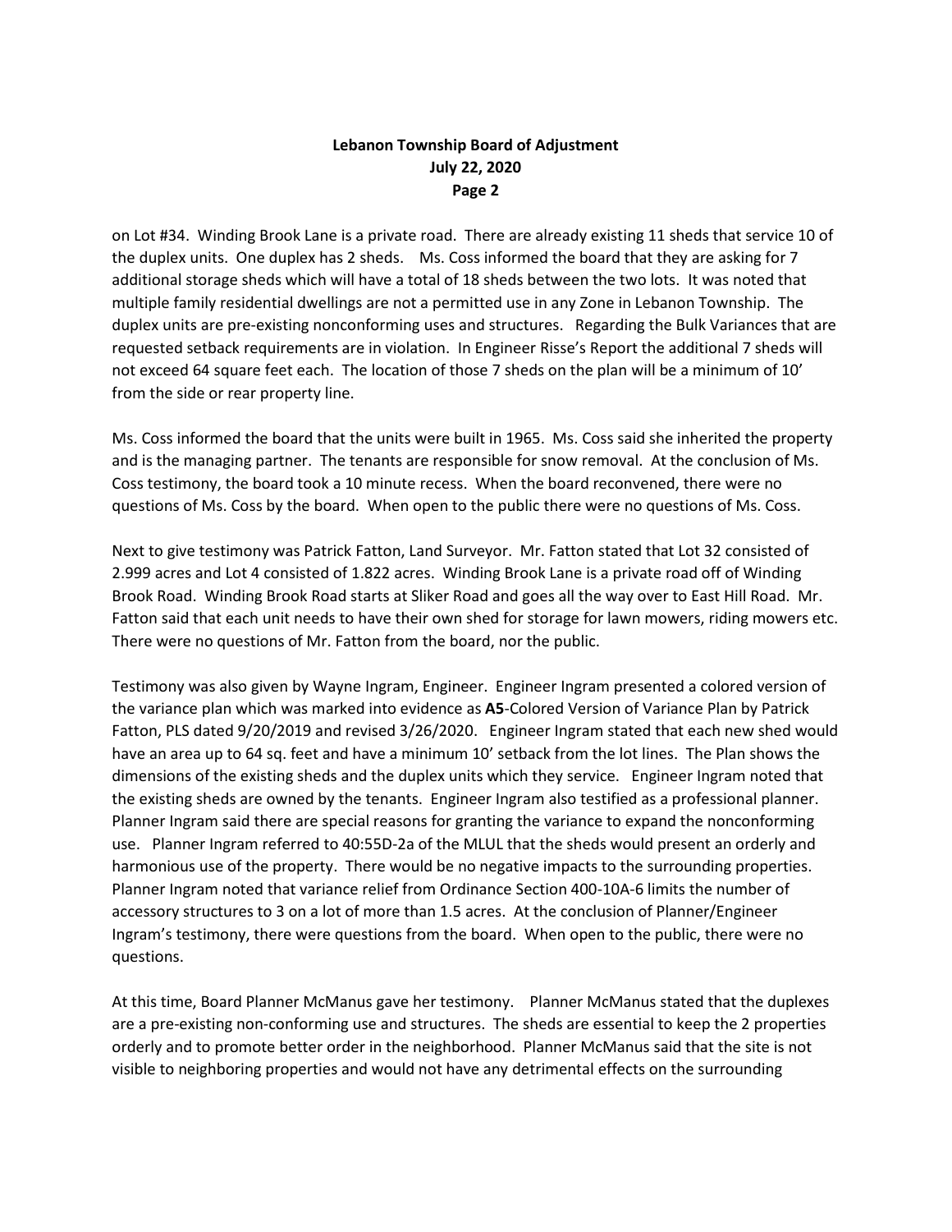on Lot #34. Winding Brook Lane is a private road. There are already existing 11 sheds that service 10 of the duplex units. One duplex has 2 sheds. Ms. Coss informed the board that they are asking for 7 additional storage sheds which will have a total of 18 sheds between the two lots. It was noted that multiple family residential dwellings are not a permitted use in any Zone in Lebanon Township. The duplex units are pre-existing nonconforming uses and structures. Regarding the Bulk Variances that are requested setback requirements are in violation. In Engineer Risse's Report the additional 7 sheds will not exceed 64 square feet each. The location of those 7 sheds on the plan will be a minimum of 10' from the side or rear property line.

Ms. Coss informed the board that the units were built in 1965. Ms. Coss said she inherited the property and is the managing partner. The tenants are responsible for snow removal. At the conclusion of Ms. Coss testimony, the board took a 10 minute recess. When the board reconvened, there were no questions of Ms. Coss by the board. When open to the public there were no questions of Ms. Coss.

Next to give testimony was Patrick Fatton, Land Surveyor. Mr. Fatton stated that Lot 32 consisted of 2.999 acres and Lot 4 consisted of 1.822 acres. Winding Brook Lane is a private road off of Winding Brook Road. Winding Brook Road starts at Sliker Road and goes all the way over to East Hill Road. Mr. Fatton said that each unit needs to have their own shed for storage for lawn mowers, riding mowers etc. There were no questions of Mr. Fatton from the board, nor the public.

Testimony was also given by Wayne Ingram, Engineer. Engineer Ingram presented a colored version of the variance plan which was marked into evidence as **A5**-Colored Version of Variance Plan by Patrick Fatton, PLS dated 9/20/2019 and revised 3/26/2020. Engineer Ingram stated that each new shed would have an area up to 64 sq. feet and have a minimum 10' setback from the lot lines. The Plan shows the dimensions of the existing sheds and the duplex units which they service. Engineer Ingram noted that the existing sheds are owned by the tenants. Engineer Ingram also testified as a professional planner. Planner Ingram said there are special reasons for granting the variance to expand the nonconforming use. Planner Ingram referred to 40:55D-2a of the MLUL that the sheds would present an orderly and harmonious use of the property. There would be no negative impacts to the surrounding properties. Planner Ingram noted that variance relief from Ordinance Section 400-10A-6 limits the number of accessory structures to 3 on a lot of more than 1.5 acres. At the conclusion of Planner/Engineer Ingram's testimony, there were questions from the board. When open to the public, there were no questions.

At this time, Board Planner McManus gave her testimony. Planner McManus stated that the duplexes are a pre-existing non-conforming use and structures. The sheds are essential to keep the 2 properties orderly and to promote better order in the neighborhood. Planner McManus said that the site is not visible to neighboring properties and would not have any detrimental effects on the surrounding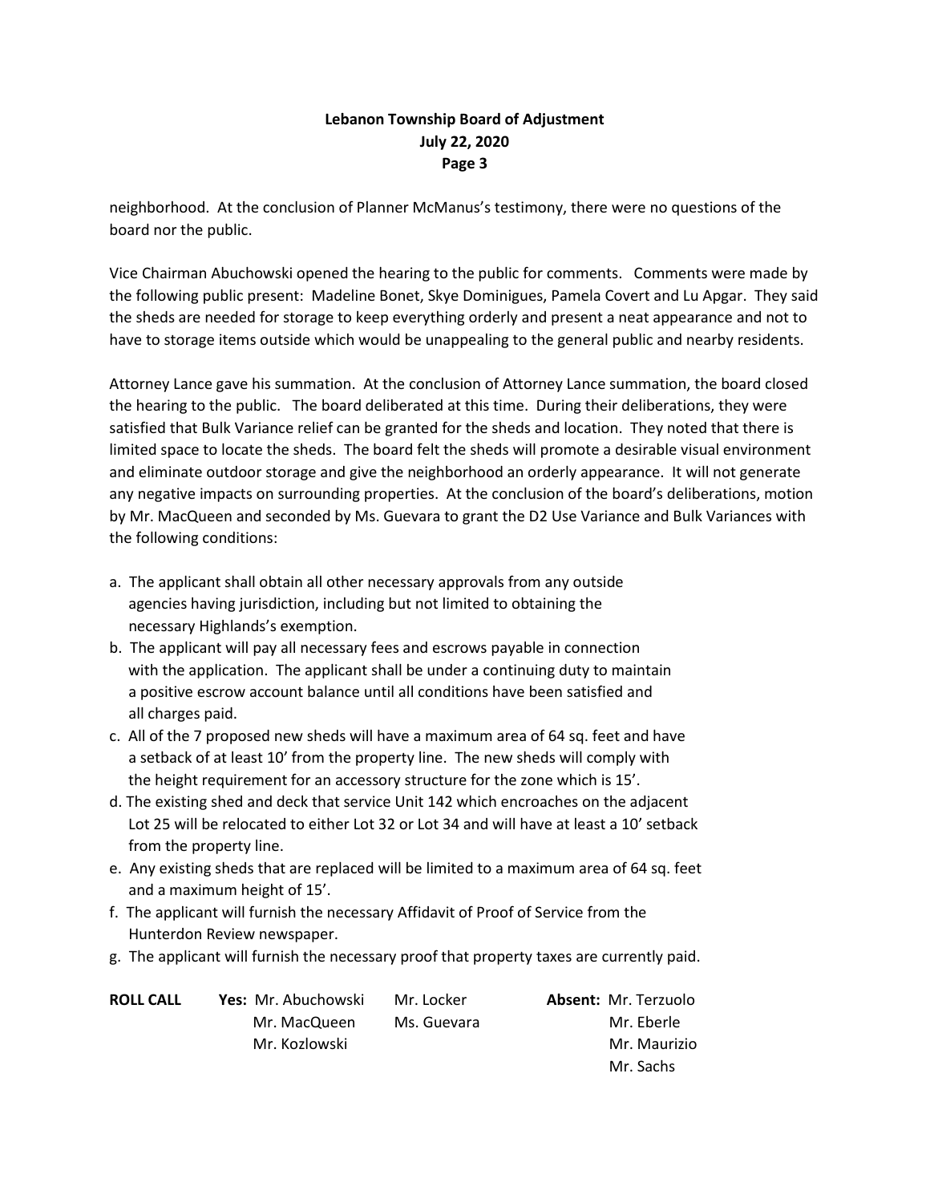neighborhood. At the conclusion of Planner McManus's testimony, there were no questions of the board nor the public.

Vice Chairman Abuchowski opened the hearing to the public for comments. Comments were made by the following public present: Madeline Bonet, Skye Dominigues, Pamela Covert and Lu Apgar. They said the sheds are needed for storage to keep everything orderly and present a neat appearance and not to have to storage items outside which would be unappealing to the general public and nearby residents.

Attorney Lance gave his summation. At the conclusion of Attorney Lance summation, the board closed the hearing to the public. The board deliberated at this time. During their deliberations, they were satisfied that Bulk Variance relief can be granted for the sheds and location. They noted that there is limited space to locate the sheds. The board felt the sheds will promote a desirable visual environment and eliminate outdoor storage and give the neighborhood an orderly appearance. It will not generate any negative impacts on surrounding properties. At the conclusion of the board's deliberations, motion by Mr. MacQueen and seconded by Ms. Guevara to grant the D2 Use Variance and Bulk Variances with the following conditions:

a. The applicant shall obtain all other necessary approvals from any outside agencies having jurisdiction, including but not limited to obtaining the necessary Highlands's exemption.
b. The applicant will pay all necessary fees and escrows payable in connection with the application. The applicant shall be under a continuing duty to maintain a positive escrow account balance until all conditions have been satisfied and all charges paid.
c. All of the 7 proposed new sheds will have a maximum area of 64 sq. feet and have a setback of at least 10' from the property line. The new sheds will comply with the height requirement for an accessory structure for the zone which is 15'.
d. The existing shed and deck that service Unit 142 which encroaches on the adjacent Lot 25 will be relocated to either Lot 32 or Lot 34 and will have at least a 10' setback from the property line.
e. Any existing sheds that are replaced will be limited to a maximum area of 64 sq. feet and a maximum height of 15'.
f. The applicant will furnish the necessary Affidavit of Proof of Service from the Hunterdon Review newspaper.
g. The applicant will furnish the necessary proof that property taxes are currently paid.

**ROLL CALL** **Yes:** Mr. Abuchowski, Mr. Locker, Mr. MacQueen, Ms. Guevara, Mr. Kozlowski

**Absent:** Mr. Terzuolo, Mr. Eberle, Mr. Maurizio, Mr. Sachs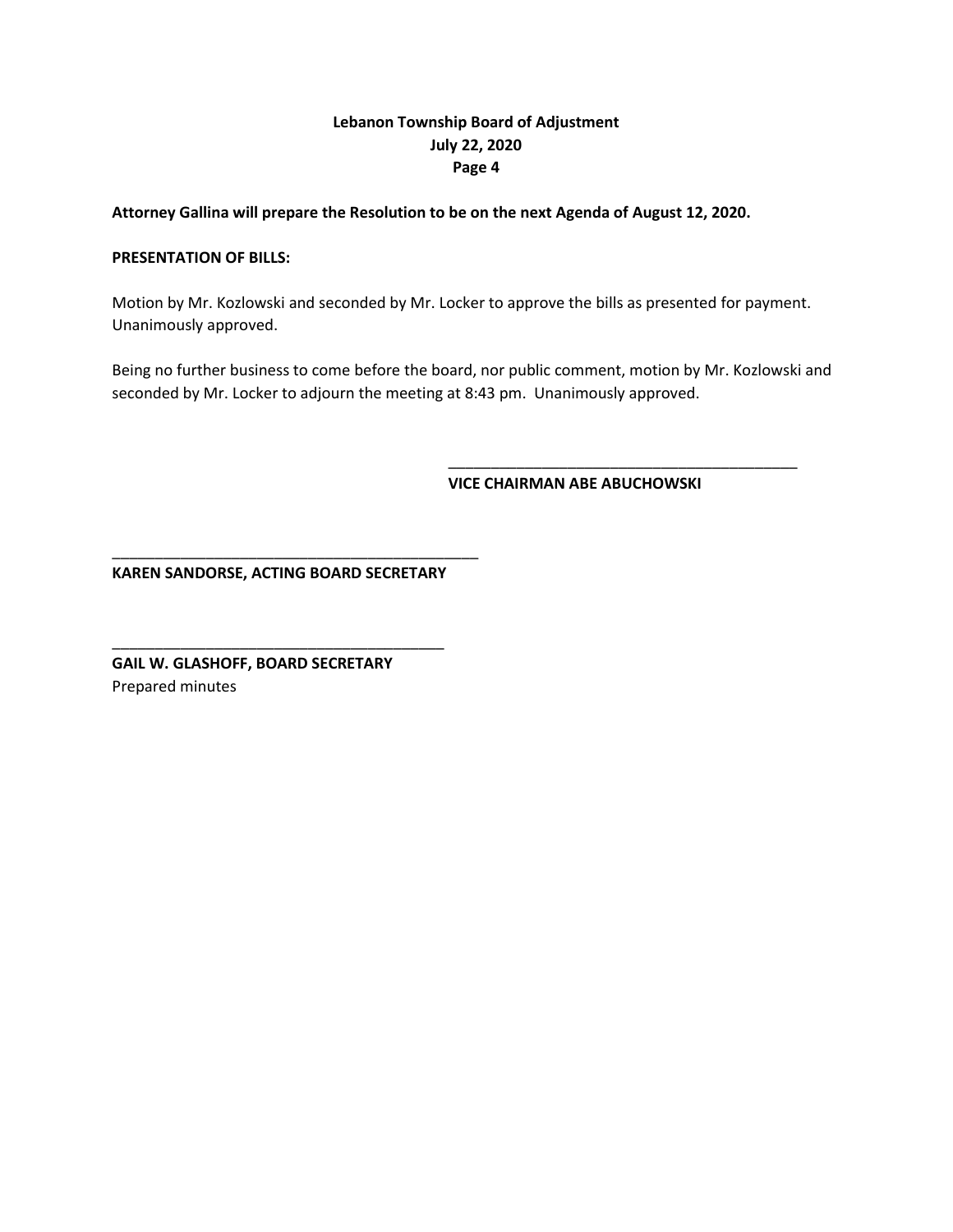**Attorney Gallina will prepare the Resolution to be on the next Agenda of August 12, 2020.**

**PRESENTATION OF BILLS:**

Motion by Mr. Kozlowski and seconded by Mr. Locker to approve the bills as presented for payment. Unanimously approved.

Being no further business to come before the board, nor public comment, motion by Mr. Kozlowski and seconded by Mr. Locker to adjourn the meeting at 8:43 pm. Unanimously approved.

\_\_\_\_\_\_\_\_\_\_\_\_\_\_\_\_\_\_\_\_\_\_\_\_\_\_\_\_\_\_\_\_\_\_\_\_\_\_\_\_\_\_\_\_
**VICE CHAIRMAN ABE ABUCHOWSKI**

\_\_\_\_\_\_\_\_\_\_\_\_\_\_\_\_\_\_\_\_\_\_\_\_\_\_\_\_\_\_\_\_\_\_\_\_\_\_\_\_\_\_\_\_
**KAREN SANDORSE, ACTING BOARD SECRETARY**

\_\_\_\_\_\_\_\_\_\_\_\_\_\_\_\_\_\_\_\_\_\_\_\_\_\_\_\_\_\_\_\_\_\_\_\_\_\_\_\_\_\_\_\_
**GAIL W. GLASHOFF, BOARD SECRETARY**
Prepared minutes